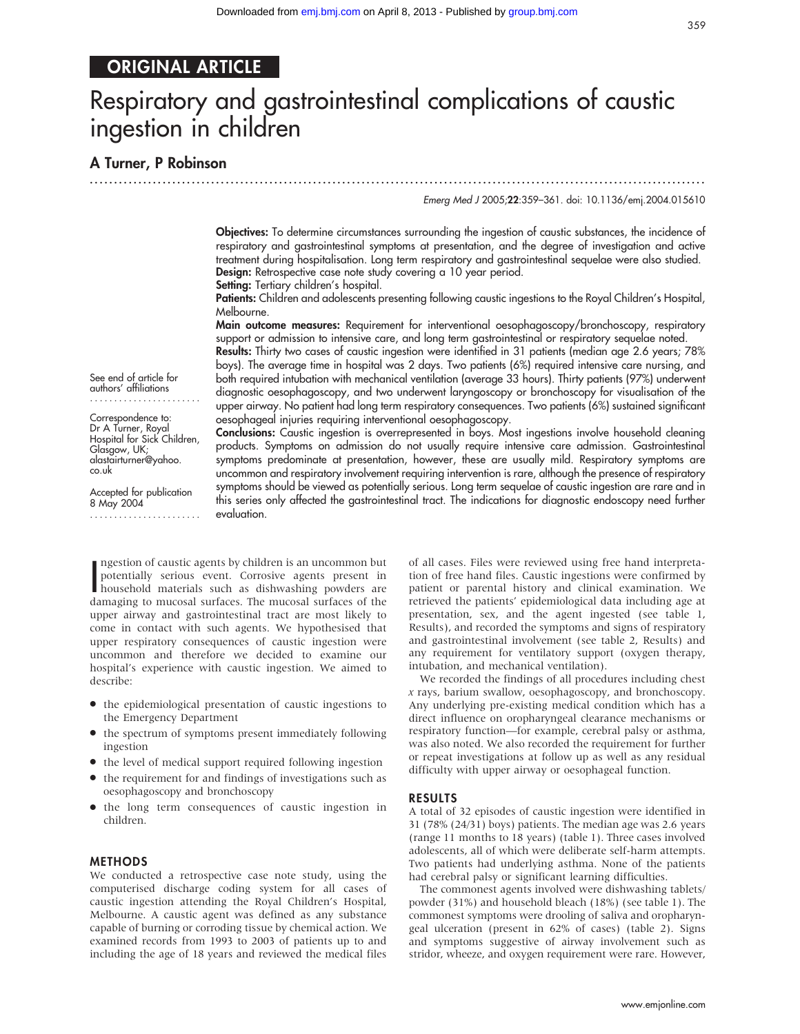ORIGINAL ARTICLE

# Respiratory and gastrointestinal complications of caustic ingestion in children

**A Turner, P Robinson**

*Emerg Med J* 2005;**22**:359–361. doi: 10.1136/emj.2004.015610

See end of article for authors' affiliations

Correspondence to: Dr A Turner, Royal Hospital for Sick Children, Glasgow, UK; alastairturner@yahoo.co.uk

Accepted for publication 8 May 2004

**Objectives:** To determine circumstances surrounding the ingestion of caustic substances, the incidence of respiratory and gastrointestinal symptoms at presentation, and the degree of investigation and active treatment during hospitalisation. Long term respiratory and gastrointestinal sequelae were also studied.
**Design:** Retrospective case note study covering a 10 year period.
**Setting:** Tertiary children's hospital.
**Patients:** Children and adolescents presenting following caustic ingestions to the Royal Children's Hospital, Melbourne.
**Main outcome measures:** Requirement for interventional oesophagoscopy/bronchoscopy, respiratory support or admission to intensive care, and long term gastrointestinal or respiratory sequelae noted.
**Results:** Thirty two cases of caustic ingestion were identified in 31 patients (median age 2.6 years; 78% boys). The average time in hospital was 2 days. Two patients (6%) required intensive care nursing, and both required intubation with mechanical ventilation (average 33 hours). Thirty patients (97%) underwent diagnostic oesophagoscopy, and two underwent laryngoscopy or bronchoscopy for visualisation of the upper airway. No patient had long term respiratory consequences. Two patients (6%) sustained significant oesophageal injuries requiring interventional oesophagoscopy.
**Conclusions:** Caustic ingestion is overrepresented in boys. Most ingestions involve household cleaning products. Symptoms on admission do not usually require intensive care admission. Gastrointestinal symptoms predominate at presentation, however, these are usually mild. Respiratory symptoms are uncommon and respiratory involvement requiring intervention is rare, although the presence of respiratory symptoms should be viewed as potentially serious. Long term sequelae of caustic ingestion are rare and in this series only affected the gastrointestinal tract. The indications for diagnostic endoscopy need further evaluation.

Ingestion of caustic agents by children is an uncommon but potentially serious event. Corrosive agents present in household materials such as dishwashing powders are damaging to mucosal surfaces. The mucosal surfaces of the upper airway and gastrointestinal tract are most likely to come in contact with such agents. We hypothesised that upper respiratory consequences of caustic ingestion were uncommon and therefore we decided to examine our hospital's experience with caustic ingestion. We aimed to describe:

- the epidemiological presentation of caustic ingestions to the Emergency Department
- the spectrum of symptoms present immediately following ingestion
- the level of medical support required following ingestion
- the requirement for and findings of investigations such as oesophagoscopy and bronchoscopy
- the long term consequences of caustic ingestion in children.

## METHODS

We conducted a retrospective case note study, using the computerised discharge coding system for all cases of caustic ingestion attending the Royal Children's Hospital, Melbourne. A caustic agent was defined as any substance capable of burning or corroding tissue by chemical action. We examined records from 1993 to 2003 of patients up to and including the age of 18 years and reviewed the medical files of all cases. Files were reviewed using free hand interpretation of free hand files. Caustic ingestions were confirmed by patient or parental history and clinical examination. We retrieved the patients' epidemiological data including age at presentation, sex, and the agent ingested (see table 1, Results), and recorded the symptoms and signs of respiratory and gastrointestinal involvement (see table 2, Results) and any requirement for ventilatory support (oxygen therapy, intubation, and mechanical ventilation).

We recorded the findings of all procedures including chest *x* rays, barium swallow, oesophagoscopy, and bronchoscopy. Any underlying pre-existing medical condition which has a direct influence on oropharyngeal clearance mechanisms or respiratory function—for example, cerebral palsy or asthma, was also noted. We also recorded the requirement for further or repeat investigations at follow up as well as any residual difficulty with upper airway or oesophageal function.

## RESULTS

A total of 32 episodes of caustic ingestion were identified in 31 (78% (24/31) boys) patients. The median age was 2.6 years (range 11 months to 18 years) (table 1). Three cases involved adolescents, all of which were deliberate self-harm attempts. Two patients had underlying asthma. None of the patients had cerebral palsy or significant learning difficulties.

The commonest agents involved were dishwashing tablets/powder (31%) and household bleach (18%) (see table 1). The commonest symptoms were drooling of saliva and oropharyngeal ulceration (present in 62% of cases) (table 2). Signs and symptoms suggestive of airway involvement such as stridor, wheeze, and oxygen requirement were rare. However,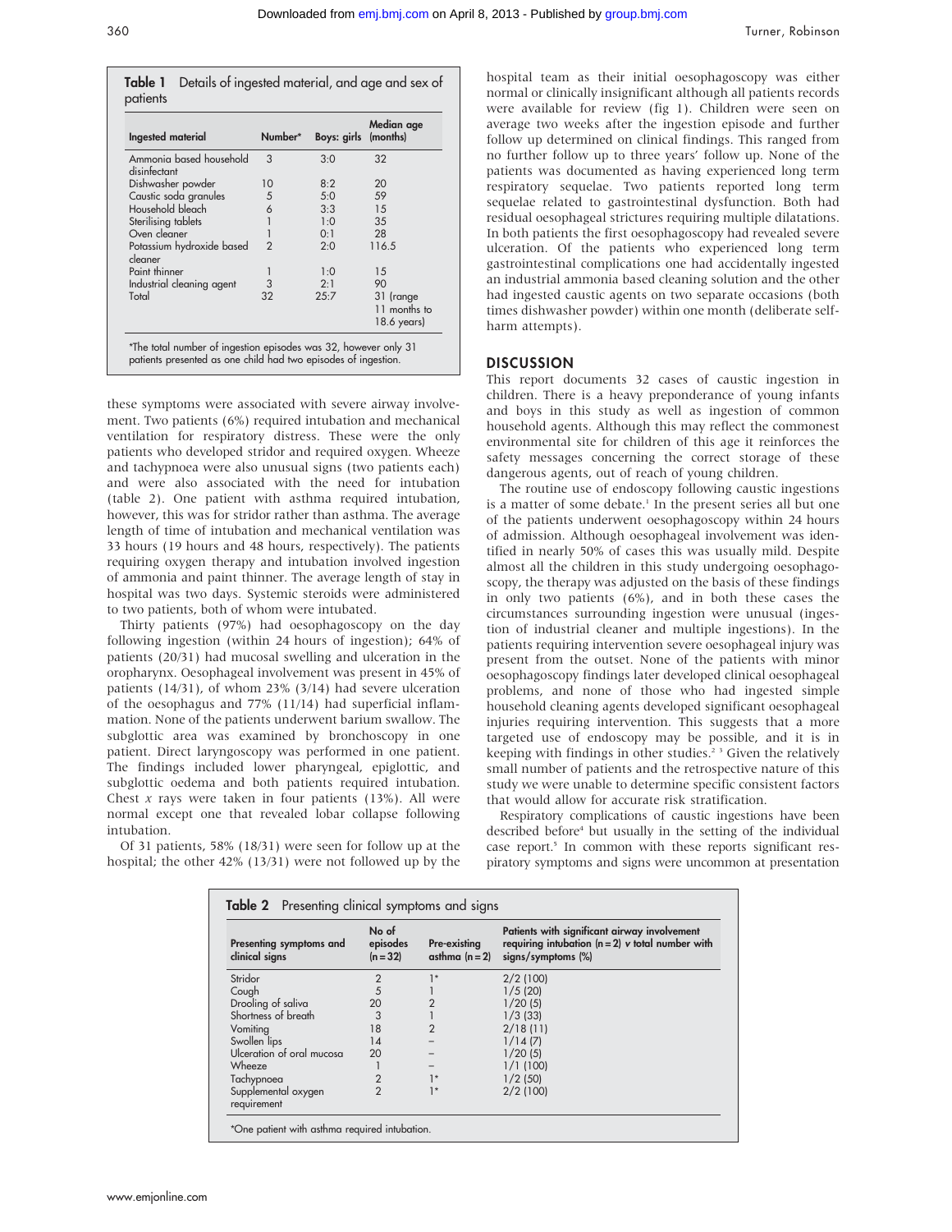**Table 1** Details of ingested material, and age and sex of patients

| Ingested material | Number* | Boys: girls | Median age (months) |
|---|---|---|---|
| Ammonia based household disinfectant | 3 | 3:0 | 32 |
| Dishwasher powder | 10 | 8:2 | 20 |
| Caustic soda granules | 5 | 5:0 | 59 |
| Household bleach | 6 | 3:3 | 15 |
| Sterilising tablets | 1 | 1:0 | 35 |
| Oven cleaner | 1 | 0:1 | 28 |
| Potassium hydroxide based cleaner | 2 | 2:0 | 116.5 |
| Paint thinner | 1 | 1:0 | 15 |
| Industrial cleaning agent | 3 | 2:1 | 90 |
| Total | 32 | 25:7 | 31 (range 11 months to 18.6 years) |

*The total number of ingestion episodes was 32, however only 31 patients presented as one child had two episodes of ingestion.

these symptoms were associated with severe airway involvement. Two patients (6%) required intubation and mechanical ventilation for respiratory distress. These were the only patients who developed stridor and required oxygen. Wheeze and tachypnoea were also unusual signs (two patients each) and were also associated with the need for intubation (table 2). One patient with asthma required intubation, however, this was for stridor rather than asthma. The average length of time of intubation and mechanical ventilation was 33 hours (19 hours and 48 hours, respectively). The patients requiring oxygen therapy and intubation involved ingestion of ammonia and paint thinner. The average length of stay in hospital was two days. Systemic steroids were administered to two patients, both of whom were intubated.

Thirty patients (97%) had oesophagoscopy on the day following ingestion (within 24 hours of ingestion); 64% of patients (20/31) had mucosal swelling and ulceration in the oropharynx. Oesophageal involvement was present in 45% of patients (14/31), of whom 23% (3/14) had severe ulceration of the oesophagus and 77% (11/14) had superficial inflammation. None of the patients underwent barium swallow. The subglottic area was examined by bronchoscopy in one patient. Direct laryngoscopy was performed in one patient. The findings included lower pharyngeal, epiglottic, and subglottic oedema and both patients required intubation. Chest *x* rays were taken in four patients (13%). All were normal except one that revealed lobar collapse following intubation.

Of 31 patients, 58% (18/31) were seen for follow up at the hospital; the other 42% (13/31) were not followed up by the hospital team as their initial oesophagoscopy was either normal or clinically insignificant although all patients records were available for review (fig 1). Children were seen on average two weeks after the ingestion episode and further follow up determined on clinical findings. This ranged from no further follow up to three years' follow up. None of the patients was documented as having experienced long term respiratory sequelae. Two patients reported long term sequelae related to gastrointestinal dysfunction. Both had residual oesophageal strictures requiring multiple dilatations. In both patients the first oesophagoscopy had revealed severe ulceration. Of the patients who experienced long term gastrointestinal complications one had accidentally ingested an industrial ammonia based cleaning solution and the other had ingested caustic agents on two separate occasions (both times dishwasher powder) within one month (deliberate self-harm attempts).

## DISCUSSION

This report documents 32 cases of caustic ingestion in children. There is a heavy preponderance of young infants and boys in this study as well as ingestion of common household agents. Although this may reflect the commonest environmental site for children of this age it reinforces the safety messages concerning the correct storage of these dangerous agents, out of reach of young children.

The routine use of endoscopy following caustic ingestions is a matter of some debate.[1] In the present series all but one of the patients underwent oesophagoscopy within 24 hours of admission. Although oesophageal involvement was identified in nearly 50% of cases this was usually mild. Despite almost all the children in this study undergoing oesophagoscopy, the therapy was adjusted on the basis of these findings in only two patients (6%), and in both these cases the circumstances surrounding ingestion were unusual (ingestion of industrial cleaner and multiple ingestions). In the patients requiring intervention severe oesophageal injury was present from the outset. None of the patients with minor oesophagoscopy findings later developed clinical oesophageal problems, and none of those who had ingested simple household cleaning agents developed significant oesophageal injuries requiring intervention. This suggests that a more targeted use of endoscopy may be possible, and it is in keeping with findings in other studies.[2 3] Given the relatively small number of patients and the retrospective nature of this study we were unable to determine specific consistent factors that would allow for accurate risk stratification.

Respiratory complications of caustic ingestions have been described before[4] but usually in the setting of the individual case report.[5] In common with these reports significant respiratory symptoms and signs were uncommon at presentation

**Table 2** Presenting clinical symptoms and signs

| Presenting symptoms and clinical signs | No of episodes (n = 32) | Pre-existing asthma (n = 2) | Patients with significant airway involvement requiring intubation (n = 2) *v* total number with signs/symptoms (%) |
|---|---|---|---|
| Stridor | 2 | 1* | 2/2 (100) |
| Cough | 5 | 1 | 1/5 (20) |
| Drooling of saliva | 20 | 2 | 1/20 (5) |
| Shortness of breath | 3 | 1 | 1/3 (33) |
| Vomiting | 18 | 2 | 2/18 (11) |
| Swollen lips | 14 | – | 1/14 (7) |
| Ulceration of oral mucosa | 20 | – | 1/20 (5) |
| Wheeze | 1 | – | 1/1 (100) |
| Tachypnoea | 2 | 1* | 1/2 (50) |
| Supplemental oxygen requirement | 2 | 1* | 2/2 (100) |

*One patient with asthma required intubation.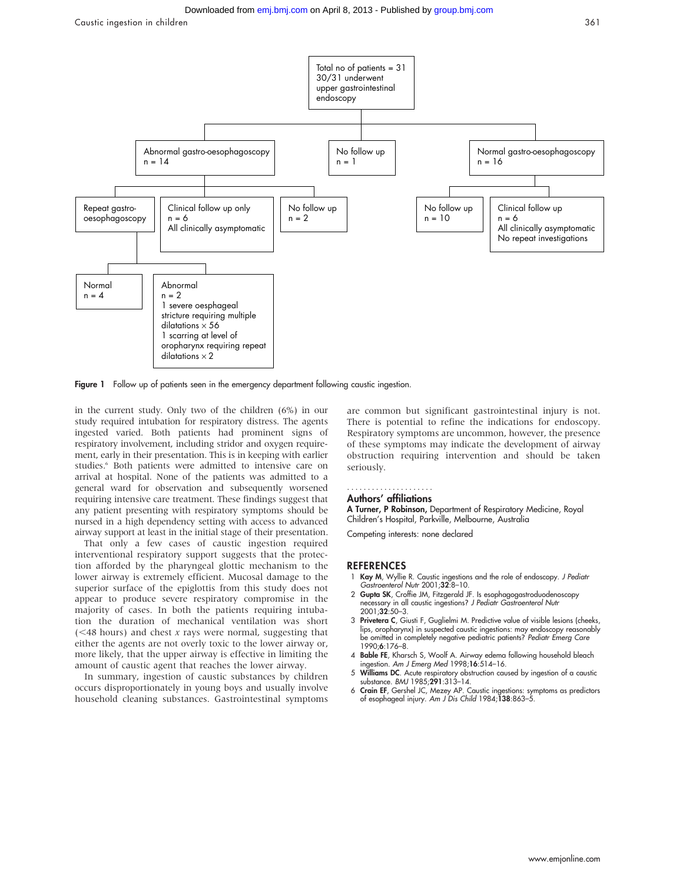Total no of patients = 31
30/31 underwent upper gastrointestinal endoscopy

- Abnormal gastro-oesophagoscopy n = 14
  - Repeat gastro-oesophagoscopy
    - Normal n = 4
    - Abnormal n = 2
      - 1 severe oesphageal stricture requiring multiple dilatations × 56
      - 1 scarring at level of oropharynx requiring repeat dilatations × 2
  - Clinical follow up only n = 6
    All clinically asymptomatic
  - No follow up n = 2
- No follow up n = 1
- Normal gastro-oesophagoscopy n = 16
  - No follow up n = 10
  - Clinical follow up n = 6
    All clinically asymptomatic
    No repeat investigations

**Figure 1** Follow up of patients seen in the emergency department following caustic ingestion.

in the current study. Only two of the children (6%) in our study required intubation for respiratory distress. The agents ingested varied. Both patients had prominent signs of respiratory involvement, including stridor and oxygen requirement, early in their presentation. This is in keeping with earlier studies.[6] Both patients were admitted to intensive care on arrival at hospital. None of the patients was admitted to a general ward for observation and subsequently worsened requiring intensive care treatment. These findings suggest that any patient presenting with respiratory symptoms should be nursed in a high dependency setting with access to advanced airway support at least in the initial stage of their presentation.

That only a few cases of caustic ingestion required interventional respiratory support suggests that the protection afforded by the pharyngeal glottic mechanism to the lower airway is extremely efficient. Mucosal damage to the superior surface of the epiglottis from this study does not appear to produce severe respiratory compromise in the majority of cases. In both the patients requiring intubation the duration of mechanical ventilation was short (<48 hours) and chest *x* rays were normal, suggesting that either the agents are not overly toxic to the lower airway or, more likely, that the upper airway is effective in limiting the amount of caustic agent that reaches the lower airway.

In summary, ingestion of caustic substances by children occurs disproportionately in young boys and usually involve household cleaning substances. Gastrointestinal symptoms are common but significant gastrointestinal injury is not. There is potential to refine the indications for endoscopy. Respiratory symptoms are uncommon, however, the presence of these symptoms may indicate the development of airway obstruction requiring intervention and should be taken seriously.

## Authors' affiliations

**A Turner, P Robinson,** Department of Respiratory Medicine, Royal Children's Hospital, Parkville, Melbourne, Australia

Competing interests: none declared

## REFERENCES

1. **Kay M**, Wyllie R. Caustic ingestions and the role of endoscopy. *J Pediatr Gastroenterol Nutr* 2001;**32**:8–10.
2. **Gupta SK**, Croffie JM, Fitzgerald JF. Is esophagogastroduodenoscopy necessary in all caustic ingestions? *J Pediatr Gastroenterol Nutr* 2001;**32**:50–3.
3. **Privetera C**, Giusti F, Guglielmi M. Predictive value of visible lesions (cheeks, lips, oropharynx) in suspected caustic ingestions: may endoscopy reasonably be omitted in completely negative pediatric patients? *Pediatr Emerg Care* 1990;**6**:176–8.
4. **Bable FE**, Kharsch S, Woolf A. Airway edema following household bleach ingestion. *Am J Emerg Med* 1998;**16**:514–16.
5. **Williams DC**. Acute respiratory obstruction caused by ingestion of a caustic substance. *BMJ* 1985;**291**:313–14.
6. **Crain EF**, Gershel JC, Mezey AP. Caustic ingestions: symptoms as predictors of esophageal injury. *Am J Dis Child* 1984;**138**:863–5.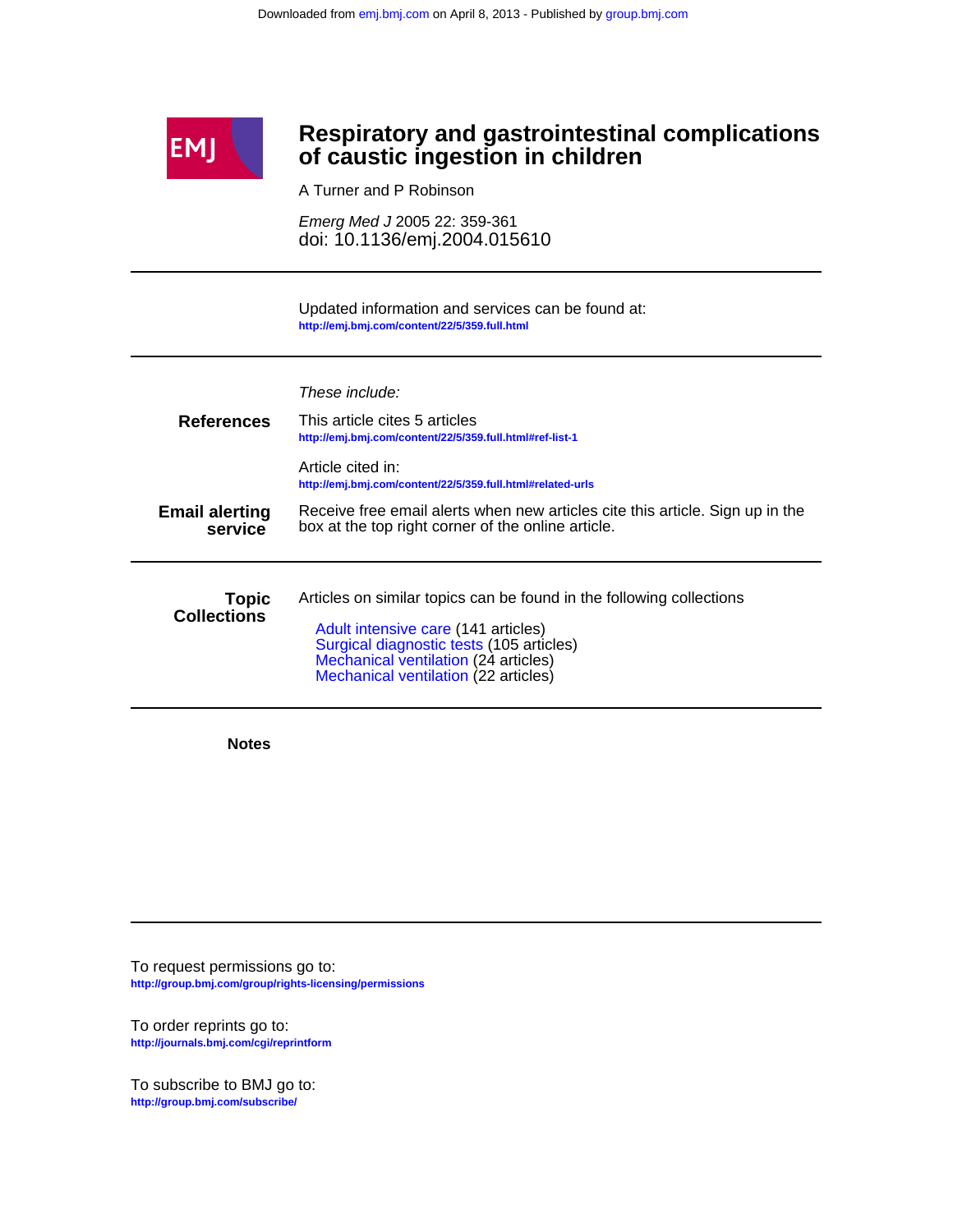Downloaded from emj.bmj.com on April 8, 2013 - Published by group.bmj.com

# Respiratory and gastrointestinal complications of caustic ingestion in children

A Turner and P Robinson

*Emerg Med J* 2005 22: 359-361
doi: 10.1136/emj.2004.015610

Updated information and services can be found at:
**http://emj.bmj.com/content/22/5/359.full.html**

*These include:*

**References**

This article cites 5 articles
**http://emj.bmj.com/content/22/5/359.full.html#ref-list-1**

Article cited in:
**http://emj.bmj.com/content/22/5/359.full.html#related-urls**

**Email alerting service**

Receive free email alerts when new articles cite this article. Sign up in the box at the top right corner of the online article.

**Topic Collections**

Articles on similar topics can be found in the following collections

- Adult intensive care (141 articles)
- Surgical diagnostic tests (105 articles)
- Mechanical ventilation (24 articles)
- Mechanical ventilation (22 articles)

**Notes**

To request permissions go to:
**http://group.bmj.com/group/rights-licensing/permissions**

To order reprints go to:
**http://journals.bmj.com/cgi/reprintform**

To subscribe to BMJ go to:
**http://group.bmj.com/subscribe/**